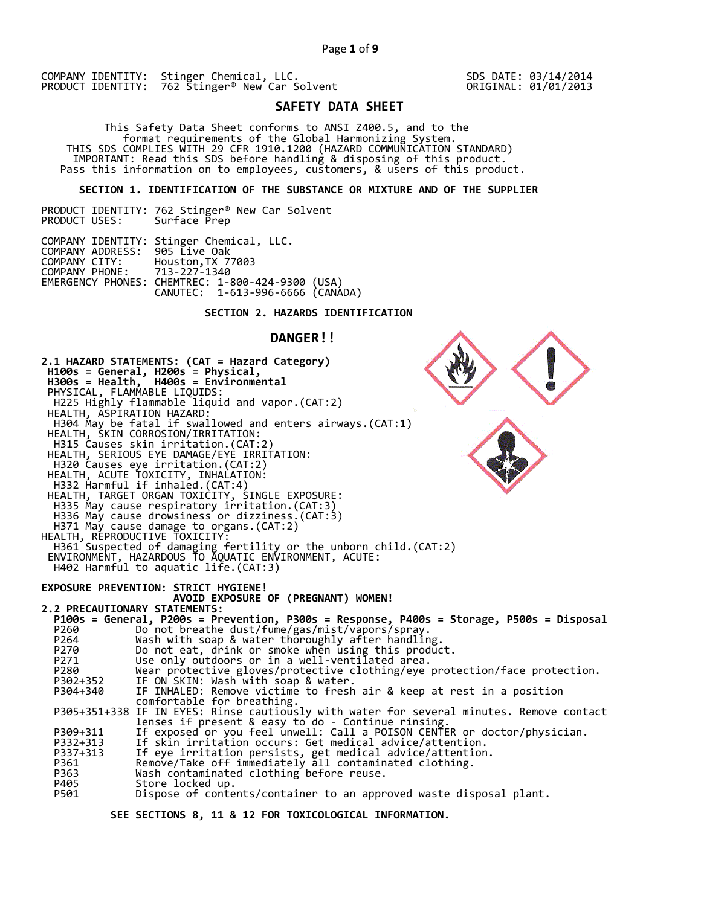COMPANY IDENTITY: Stinger Chemical, LLC.
PRODUCT IDENTITY: 762 Stinger® New Car Solvent

SDS DATE: 03/14/2014
ORIGINAL: 01/01/2013

# SAFETY DATA SHEET

This Safety Data Sheet conforms to ANSI Z400.5, and to the format requirements of the Global Harmonizing System.
THIS SDS COMPLIES WITH 29 CFR 1910.1200 (HAZARD COMMUNICATION STANDARD)
IMPORTANT: Read this SDS before handling & disposing of this product.
Pass this information on to employees, customers, & users of this product.

## SECTION 1. IDENTIFICATION OF THE SUBSTANCE OR MIXTURE AND OF THE SUPPLIER

PRODUCT IDENTITY: 762 Stinger® New Car Solvent
PRODUCT USES: Surface Prep

COMPANY IDENTITY: Stinger Chemical, LLC.
COMPANY ADDRESS: 905 Live Oak
COMPANY CITY: Houston,TX 77003
COMPANY PHONE: 713-227-1340
EMERGENCY PHONES: CHEMTREC: 1-800-424-9300 (USA)
CANUTEC: 1-613-996-6666 (CANADA)

## SECTION 2. HAZARDS IDENTIFICATION

**DANGER!!**

**2.1 HAZARD STATEMENTS: (CAT = Hazard Category)**
**H100s = General, H200s = Physical,**
**H300s = Health, H400s = Environmental**

PHYSICAL, FLAMMABLE LIQUIDS:
H225 Highly flammable liquid and vapor.(CAT:2)
HEALTH, ASPIRATION HAZARD:
H304 May be fatal if swallowed and enters airways.(CAT:1)
HEALTH, SKIN CORROSION/IRRITATION:
H315 Causes skin irritation.(CAT:2)
HEALTH, SERIOUS EYE DAMAGE/EYE IRRITATION:
H320 Causes eye irritation.(CAT:2)
HEALTH, ACUTE TOXICITY, INHALATION:
H332 Harmful if inhaled.(CAT:4)
HEALTH, TARGET ORGAN TOXICITY, SINGLE EXPOSURE:
H335 May cause respiratory irritation.(CAT:3)
H336 May cause drowsiness or dizziness.(CAT:3)
H371 May cause damage to organs.(CAT:2)
HEALTH, REPRODUCTIVE TOXICITY:
H361 Suspected of damaging fertility or the unborn child.(CAT:2)
ENVIRONMENT, HAZARDOUS TO AQUATIC ENVIRONMENT, ACUTE:
H402 Harmful to aquatic life.(CAT:3)

**EXPOSURE PREVENTION: STRICT HYGIENE!**
**AVOID EXPOSURE OF (PREGNANT) WOMEN!**

**2.2 PRECAUTIONARY STATEMENTS:**
**P100s = General, P200s = Prevention, P300s = Response, P400s = Storage, P500s = Disposal**

| | |
|---|---|
| P260 | Do not breathe dust/fume/gas/mist/vapors/spray. |
| P264 | Wash with soap & water thoroughly after handling. |
| P270 | Do not eat, drink or smoke when using this product. |
| P271 | Use only outdoors or in a well-ventilated area. |
| P280 | Wear protective gloves/protective clothing/eye protection/face protection. |
| P302+352 | IF ON SKIN: Wash with soap & water. |
| P304+340 | IF INHALED: Remove victim to fresh air & keep at rest in a position comfortable for breathing. |
| P305+351+338 | IF IN EYES: Rinse cautiously with water for several minutes. Remove contact lenses if present & easy to do - Continue rinsing. |
| P309+311 | If exposed or you feel unwell: Call a POISON CENTER or doctor/physician. |
| P332+313 | If skin irritation occurs: Get medical advice/attention. |
| P337+313 | If eye irritation persists, get medical advice/attention. |
| P361 | Remove/Take off immediately all contaminated clothing. |
| P363 | Wash contaminated clothing before reuse. |
| P405 | Store locked up. |
| P501 | Dispose of contents/container to an approved waste disposal plant. |

**SEE SECTIONS 8, 11 & 12 FOR TOXICOLOGICAL INFORMATION.**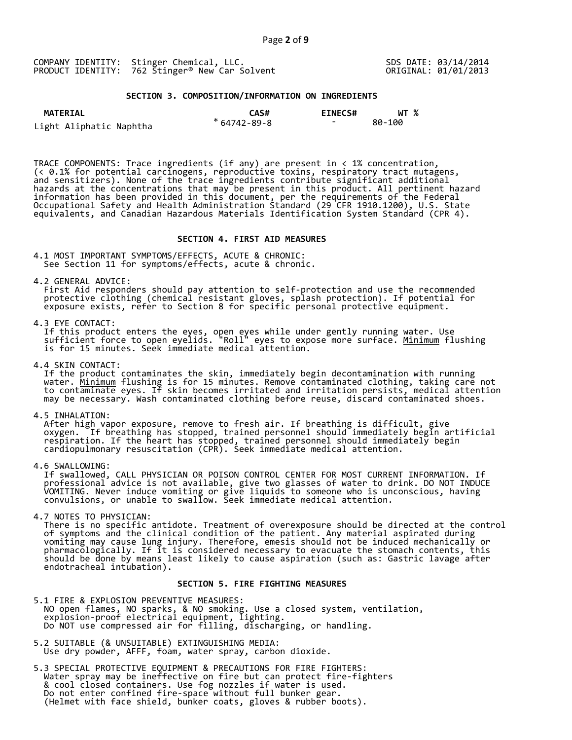COMPANY IDENTITY: Stinger Chemical, LLC.
PRODUCT IDENTITY: 762 Stinger® New Car Solvent

SDS DATE: 03/14/2014
ORIGINAL: 01/01/2013

## SECTION 3. COMPOSITION/INFORMATION ON INGREDIENTS

| MATERIAL | CAS# | EINECS# | WT % |
|---|---|---|---|
| Light Aliphatic Naphtha | * 64742-89-8 | - | 80-100 |

TRACE COMPONENTS: Trace ingredients (if any) are present in < 1% concentration, (< 0.1% for potential carcinogens, reproductive toxins, respiratory tract mutagens, and sensitizers). None of the trace ingredients contribute significant additional hazards at the concentrations that may be present in this product. All pertinent hazard information has been provided in this document, per the requirements of the Federal Occupational Safety and Health Administration Standard (29 CFR 1910.1200), U.S. State equivalents, and Canadian Hazardous Materials Identification System Standard (CPR 4).

## SECTION 4. FIRST AID MEASURES

4.1 MOST IMPORTANT SYMPTOMS/EFFECTS, ACUTE & CHRONIC:
See Section 11 for symptoms/effects, acute & chronic.

4.2 GENERAL ADVICE:
First Aid responders should pay attention to self-protection and use the recommended protective clothing (chemical resistant gloves, splash protection). If potential for exposure exists, refer to Section 8 for specific personal protective equipment.

4.3 EYE CONTACT:
If this product enters the eyes, open eyes while under gently running water. Use sufficient force to open eyelids. "Roll" eyes to expose more surface. Minimum flushing is for 15 minutes. Seek immediate medical attention.

4.4 SKIN CONTACT:
If the product contaminates the skin, immediately begin decontamination with running water. Minimum flushing is for 15 minutes. Remove contaminated clothing, taking care not to contaminate eyes. If skin becomes irritated and irritation persists, medical attention may be necessary. Wash contaminated clothing before reuse, discard contaminated shoes.

4.5 INHALATION:
After high vapor exposure, remove to fresh air. If breathing is difficult, give oxygen. If breathing has stopped, trained personnel should immediately begin artificial respiration. If the heart has stopped, trained personnel should immediately begin cardiopulmonary resuscitation (CPR). Seek immediate medical attention.

4.6 SWALLOWING:
If swallowed, CALL PHYSICIAN OR POISON CONTROL CENTER FOR MOST CURRENT INFORMATION. If professional advice is not available, give two glasses of water to drink. DO NOT INDUCE VOMITING. Never induce vomiting or give liquids to someone who is unconscious, having convulsions, or unable to swallow. Seek immediate medical attention.

4.7 NOTES TO PHYSICIAN:
There is no specific antidote. Treatment of overexposure should be directed at the control of symptoms and the clinical condition of the patient. Any material aspirated during vomiting may cause lung injury. Therefore, emesis should not be induced mechanically or pharmacologically. If it is considered necessary to evacuate the stomach contents, this should be done by means least likely to cause aspiration (such as: Gastric lavage after endotracheal intubation).

## SECTION 5. FIRE FIGHTING MEASURES

5.1 FIRE & EXPLOSION PREVENTIVE MEASURES:
NO open flames, NO sparks, & NO smoking. Use a closed system, ventilation, explosion-proof electrical equipment, lighting.
Do NOT use compressed air for filling, discharging, or handling.

5.2 SUITABLE (& UNSUITABLE) EXTINGUISHING MEDIA:
Use dry powder, AFFF, foam, water spray, carbon dioxide.

5.3 SPECIAL PROTECTIVE EQUIPMENT & PRECAUTIONS FOR FIRE FIGHTERS:
Water spray may be ineffective on fire but can protect fire-fighters & cool closed containers. Use fog nozzles if water is used.
Do not enter confined fire-space without full bunker gear.
(Helmet with face shield, bunker coats, gloves & rubber boots).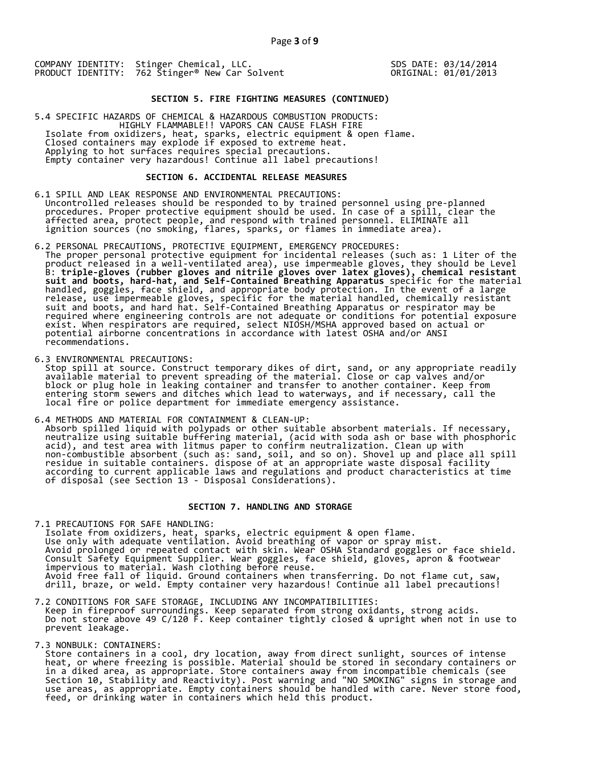COMPANY IDENTITY: Stinger Chemical, LLC.
PRODUCT IDENTITY: 762 Stinger® New Car Solvent

SDS DATE: 03/14/2014
ORIGINAL: 01/01/2013

## SECTION 5. FIRE FIGHTING MEASURES (CONTINUED)

5.4 SPECIFIC HAZARDS OF CHEMICAL & HAZARDOUS COMBUSTION PRODUCTS:
HIGHLY FLAMMABLE!! VAPORS CAN CAUSE FLASH FIRE
Isolate from oxidizers, heat, sparks, electric equipment & open flame.
Closed containers may explode if exposed to extreme heat.
Applying to hot surfaces requires special precautions.
Empty container very hazardous! Continue all label precautions!

## SECTION 6. ACCIDENTAL RELEASE MEASURES

6.1 SPILL AND LEAK RESPONSE AND ENVIRONMENTAL PRECAUTIONS:
Uncontrolled releases should be responded to by trained personnel using pre-planned procedures. Proper protective equipment should be used. In case of a spill, clear the affected area, protect people, and respond with trained personnel. ELIMINATE all ignition sources (no smoking, flares, sparks, or flames in immediate area).

6.2 PERSONAL PRECAUTIONS, PROTECTIVE EQUIPMENT, EMERGENCY PROCEDURES:
The proper personal protective equipment for incidental releases (such as: 1 Liter of the product released in a well-ventilated area), use impermeable gloves, they should be Level B: **triple-gloves (rubber gloves and nitrile gloves over latex gloves), chemical resistant suit and boots, hard-hat, and Self-Contained Breathing Apparatus** specific for the material handled, goggles, face shield, and appropriate body protection. In the event of a large release, use impermeable gloves, specific for the material handled, chemically resistant suit and boots, and hard hat. Self-Contained Breathing Apparatus or respirator may be required where engineering controls are not adequate or conditions for potential exposure exist. When respirators are required, select NIOSH/MSHA approved based on actual or potential airborne concentrations in accordance with latest OSHA and/or ANSI recommendations.

6.3 ENVIRONMENTAL PRECAUTIONS:
Stop spill at source. Construct temporary dikes of dirt, sand, or any appropriate readily available material to prevent spreading of the material. Close or cap valves and/or block or plug hole in leaking container and transfer to another container. Keep from entering storm sewers and ditches which lead to waterways, and if necessary, call the local fire or police department for immediate emergency assistance.

6.4 METHODS AND MATERIAL FOR CONTAINMENT & CLEAN-UP:
Absorb spilled liquid with polypads or other suitable absorbent materials. If necessary, neutralize using suitable buffering material, (acid with soda ash or base with phosphoric acid), and test area with litmus paper to confirm neutralization. Clean up with non-combustible absorbent (such as: sand, soil, and so on). Shovel up and place all spill residue in suitable containers. dispose of at an appropriate waste disposal facility according to current applicable laws and regulations and product characteristics at time of disposal (see Section 13 - Disposal Considerations).

## SECTION 7. HANDLING AND STORAGE

7.1 PRECAUTIONS FOR SAFE HANDLING:
Isolate from oxidizers, heat, sparks, electric equipment & open flame.
Use only with adequate ventilation. Avoid breathing of vapor or spray mist.
Avoid prolonged or repeated contact with skin. Wear OSHA Standard goggles or face shield. Consult Safety Equipment Supplier. Wear goggles, face shield, gloves, apron & footwear impervious to material. Wash clothing before reuse.
Avoid free fall of liquid. Ground containers when transferring. Do not flame cut, saw, drill, braze, or weld. Empty container very hazardous! Continue all label precautions!

7.2 CONDITIONS FOR SAFE STORAGE, INCLUDING ANY INCOMPATIBILITIES:
Keep in fireproof surroundings. Keep separated from strong oxidants, strong acids.
Do not store above 49 C/120 F. Keep container tightly closed & upright when not in use to prevent leakage.

7.3 NONBULK: CONTAINERS:
Store containers in a cool, dry location, away from direct sunlight, sources of intense heat, or where freezing is possible. Material should be stored in secondary containers or in a diked area, as appropriate. Store containers away from incompatible chemicals (see Section 10, Stability and Reactivity). Post warning and "NO SMOKING" signs in storage and use areas, as appropriate. Empty containers should be handled with care. Never store food, feed, or drinking water in containers which held this product.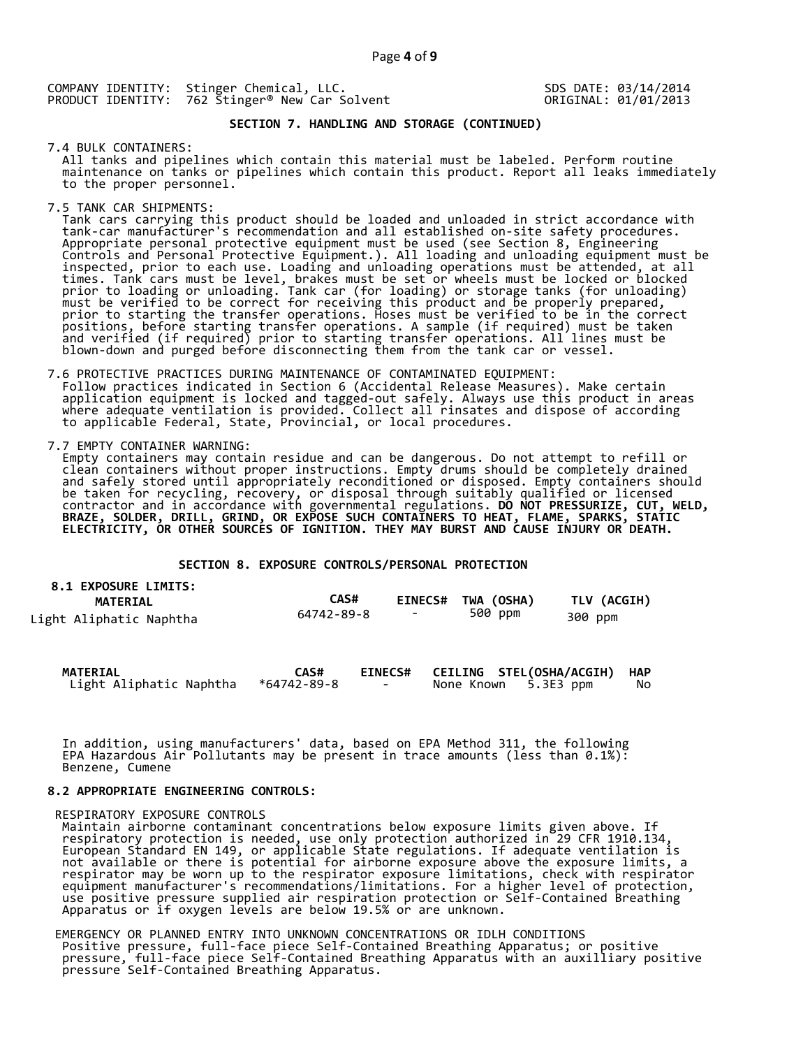COMPANY IDENTITY: Stinger Chemical, LLC.
PRODUCT IDENTITY: 762 Stinger® New Car Solvent

SDS DATE: 03/14/2014
ORIGINAL: 01/01/2013

## SECTION 7. HANDLING AND STORAGE (CONTINUED)

7.4 BULK CONTAINERS:
All tanks and pipelines which contain this material must be labeled. Perform routine maintenance on tanks or pipelines which contain this product. Report all leaks immediately to the proper personnel.

7.5 TANK CAR SHIPMENTS:
Tank cars carrying this product should be loaded and unloaded in strict accordance with tank-car manufacturer's recommendation and all established on-site safety procedures. Appropriate personal protective equipment must be used (see Section 8, Engineering Controls and Personal Protective Equipment.). All loading and unloading equipment must be inspected, prior to each use. Loading and unloading operations must be attended, at all times. Tank cars must be level, brakes must be set or wheels must be locked or blocked prior to loading or unloading. Tank car (for loading) or storage tanks (for unloading) must be verified to be correct for receiving this product and be properly prepared, prior to starting the transfer operations. Hoses must be verified to be in the correct positions, before starting transfer operations. A sample (if required) must be taken and verified (if required) prior to starting transfer operations. All lines must be blown-down and purged before disconnecting them from the tank car or vessel.

7.6 PROTECTIVE PRACTICES DURING MAINTENANCE OF CONTAMINATED EQUIPMENT:
Follow practices indicated in Section 6 (Accidental Release Measures). Make certain application equipment is locked and tagged-out safely. Always use this product in areas where adequate ventilation is provided. Collect all rinsates and dispose of according to applicable Federal, State, Provincial, or local procedures.

7.7 EMPTY CONTAINER WARNING:
Empty containers may contain residue and can be dangerous. Do not attempt to refill or clean containers without proper instructions. Empty drums should be completely drained and safely stored until appropriately reconditioned or disposed. Empty containers should be taken for recycling, recovery, or disposal through suitably qualified or licensed contractor and in accordance with governmental regulations. **DO NOT PRESSURIZE, CUT, WELD, BRAZE, SOLDER, DRILL, GRIND, OR EXPOSE SUCH CONTAINERS TO HEAT, FLAME, SPARKS, STATIC ELECTRICITY, OR OTHER SOURCES OF IGNITION. THEY MAY BURST AND CAUSE INJURY OR DEATH.**

## SECTION 8. EXPOSURE CONTROLS/PERSONAL PROTECTION

**8.1 EXPOSURE LIMITS:**

| MATERIAL | CAS# | EINECS# | TWA (OSHA) | TLV (ACGIH) |
|---|---|---|---|---|
| Light Aliphatic Naphtha | 64742-89-8 | - | 500 ppm | 300 ppm |

| MATERIAL | CAS# | EINECS# | CEILING | STEL(OSHA/ACGIH) | HAP |
|---|---|---|---|---|---|
| Light Aliphatic Naphtha | *64742-89-8 | - | None Known | 5.3E3 ppm | No |

In addition, using manufacturers' data, based on EPA Method 311, the following EPA Hazardous Air Pollutants may be present in trace amounts (less than 0.1%): Benzene, Cumene

**8.2 APPROPRIATE ENGINEERING CONTROLS:**

RESPIRATORY EXPOSURE CONTROLS
Maintain airborne contaminant concentrations below exposure limits given above. If respiratory protection is needed, use only protection authorized in 29 CFR 1910.134, European Standard EN 149, or applicable State regulations. If adequate ventilation is not available or there is potential for airborne exposure above the exposure limits, a respirator may be worn up to the respirator exposure limitations, check with respirator equipment manufacturer's recommendations/limitations. For a higher level of protection, use positive pressure supplied air respiration protection or Self-Contained Breathing Apparatus or if oxygen levels are below 19.5% or are unknown.

EMERGENCY OR PLANNED ENTRY INTO UNKNOWN CONCENTRATIONS OR IDLH CONDITIONS
Positive pressure, full-face piece Self-Contained Breathing Apparatus; or positive pressure, full-face piece Self-Contained Breathing Apparatus with an auxilliary positive pressure Self-Contained Breathing Apparatus.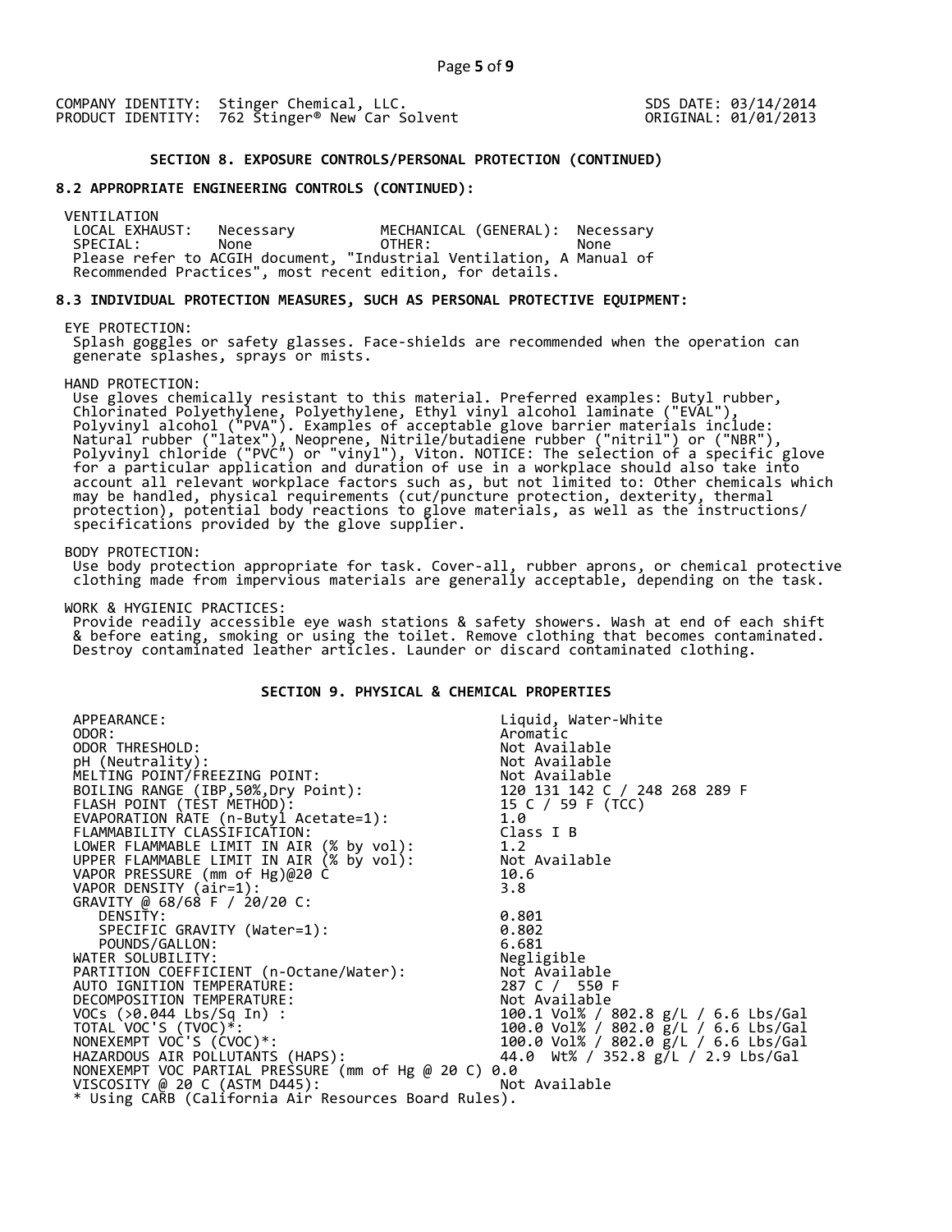COMPANY IDENTITY: Stinger Chemical, LLC.
PRODUCT IDENTITY: 762 Stinger® New Car Solvent

SDS DATE: 03/14/2014
ORIGINAL: 01/01/2013

## SECTION 8. EXPOSURE CONTROLS/PERSONAL PROTECTION (CONTINUED)

### 8.2 APPROPRIATE ENGINEERING CONTROLS (CONTINUED):

VENTILATION

| | | | |
|---|---|---|---|
| LOCAL EXHAUST: | Necessary | MECHANICAL (GENERAL): | Necessary |
| SPECIAL: | None | OTHER: | None |

Please refer to ACGIH document, "Industrial Ventilation, A Manual of Recommended Practices", most recent edition, for details.

### 8.3 INDIVIDUAL PROTECTION MEASURES, SUCH AS PERSONAL PROTECTIVE EQUIPMENT:

EYE PROTECTION:
Splash goggles or safety glasses. Face-shields are recommended when the operation can generate splashes, sprays or mists.

HAND PROTECTION:
Use gloves chemically resistant to this material. Preferred examples: Butyl rubber, Chlorinated Polyethylene, Polyethylene, Ethyl vinyl alcohol laminate ("EVAL"), Polyvinyl alcohol ("PVA"). Examples of acceptable glove barrier materials include: Natural rubber ("latex"), Neoprene, Nitrile/butadiene rubber ("nitril") or ("NBR"), Polyvinyl chloride ("PVC") or "vinyl"), Viton. NOTICE: The selection of a specific glove for a particular application and duration of use in a workplace should also take into account all relevant workplace factors such as, but not limited to: Other chemicals which may be handled, physical requirements (cut/puncture protection, dexterity, thermal protection), potential body reactions to glove materials, as well as the instructions/specifications provided by the glove supplier.

BODY PROTECTION:
Use body protection appropriate for task. Cover-all, rubber aprons, or chemical protective clothing made from impervious materials are generally acceptable, depending on the task.

WORK & HYGIENIC PRACTICES:
Provide readily accessible eye wash stations & safety showers. Wash at end of each shift & before eating, smoking or using the toilet. Remove clothing that becomes contaminated. Destroy contaminated leather articles. Launder or discard contaminated clothing.

## SECTION 9. PHYSICAL & CHEMICAL PROPERTIES

| | |
|---|---|
| APPEARANCE: | Liquid, Water-White |
| ODOR: | Aromatic |
| ODOR THRESHOLD: | Not Available |
| pH (Neutrality): | Not Available |
| MELTING POINT/FREEZING POINT: | Not Available |
| BOILING RANGE (IBP,50%,Dry Point): | 120 131 142 C / 248 268 289 F |
| FLASH POINT (TEST METHOD): | 15 C / 59 F (TCC) |
| EVAPORATION RATE (n-Butyl Acetate=1): | 1.0 |
| FLAMMABILITY CLASSIFICATION: | Class I B |
| LOWER FLAMMABLE LIMIT IN AIR (% by vol): | 1.2 |
| UPPER FLAMMABLE LIMIT IN AIR (% by vol): | Not Available |
| VAPOR PRESSURE (mm of Hg)@20 C | 10.6 |
| VAPOR DENSITY (air=1): | 3.8 |
| GRAVITY @ 68/68 F / 20/20 C: | |
| DENSITY: | 0.801 |
| SPECIFIC GRAVITY (Water=1): | 0.802 |
| POUNDS/GALLON: | 6.681 |
| WATER SOLUBILITY: | Negligible |
| PARTITION COEFFICIENT (n-Octane/Water): | Not Available |
| AUTO IGNITION TEMPERATURE: | 287 C / 550 F |
| DECOMPOSITION TEMPERATURE: | Not Available |
| VOCs (>0.044 Lbs/Sq In) : | 100.1 Vol% / 802.8 g/L / 6.6 Lbs/Gal |
| TOTAL VOC'S (TVOC)*: | 100.0 Vol% / 802.0 g/L / 6.6 Lbs/Gal |
| NONEXEMPT VOC'S (CVOC)*: | 100.0 Vol% / 802.0 g/L / 6.6 Lbs/Gal |
| HAZARDOUS AIR POLLUTANTS (HAPS): | 44.0 Wt% / 352.8 g/L / 2.9 Lbs/Gal |
| NONEXEMPT VOC PARTIAL PRESSURE (mm of Hg @ 20 C) | 0.0 |
| VISCOSITY @ 20 C (ASTM D445): | Not Available |

* Using CARB (California Air Resources Board Rules).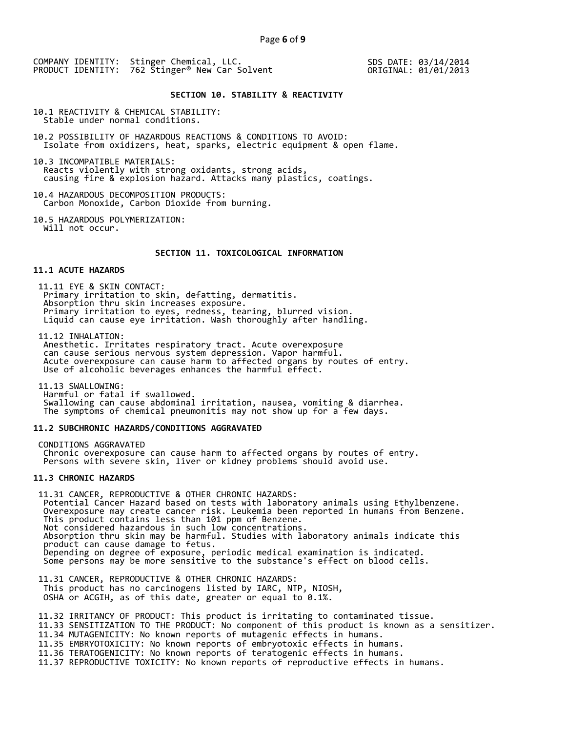COMPANY IDENTITY: Stinger Chemical, LLC.
PRODUCT IDENTITY: 762 Stinger® New Car Solvent

SDS DATE: 03/14/2014
ORIGINAL: 01/01/2013

## SECTION 10. STABILITY & REACTIVITY

10.1 REACTIVITY & CHEMICAL STABILITY:
Stable under normal conditions.

10.2 POSSIBILITY OF HAZARDOUS REACTIONS & CONDITIONS TO AVOID:
Isolate from oxidizers, heat, sparks, electric equipment & open flame.

10.3 INCOMPATIBLE MATERIALS:
Reacts violently with strong oxidants, strong acids,
causing fire & explosion hazard. Attacks many plastics, coatings.

10.4 HAZARDOUS DECOMPOSITION PRODUCTS:
Carbon Monoxide, Carbon Dioxide from burning.

10.5 HAZARDOUS POLYMERIZATION:
Will not occur.

## SECTION 11. TOXICOLOGICAL INFORMATION

### 11.1 ACUTE HAZARDS

11.11 EYE & SKIN CONTACT:
Primary irritation to skin, defatting, dermatitis.
Absorption thru skin increases exposure.
Primary irritation to eyes, redness, tearing, blurred vision.
Liquid can cause eye irritation. Wash thoroughly after handling.

11.12 INHALATION:
Anesthetic. Irritates respiratory tract. Acute overexposure
can cause serious nervous system depression. Vapor harmful.
Acute overexposure can cause harm to affected organs by routes of entry.
Use of alcoholic beverages enhances the harmful effect.

11.13 SWALLOWING:
Harmful or fatal if swallowed.
Swallowing can cause abdominal irritation, nausea, vomiting & diarrhea.
The symptoms of chemical pneumonitis may not show up for a few days.

### 11.2 SUBCHRONIC HAZARDS/CONDITIONS AGGRAVATED

CONDITIONS AGGRAVATED
Chronic overexposure can cause harm to affected organs by routes of entry.
Persons with severe skin, liver or kidney problems should avoid use.

### 11.3 CHRONIC HAZARDS

11.31 CANCER, REPRODUCTIVE & OTHER CHRONIC HAZARDS:
Potential Cancer Hazard based on tests with laboratory animals using Ethylbenzene.
Overexposure may create cancer risk. Leukemia been reported in humans from Benzene.
This product contains less than 101 ppm of Benzene.
Not considered hazardous in such low concentrations.
Absorption thru skin may be harmful. Studies with laboratory animals indicate this
product can cause damage to fetus.
Depending on degree of exposure, periodic medical examination is indicated.
Some persons may be more sensitive to the substance's effect on blood cells.

11.31 CANCER, REPRODUCTIVE & OTHER CHRONIC HAZARDS:
This product has no carcinogens listed by IARC, NTP, NIOSH,
OSHA or ACGIH, as of this date, greater or equal to 0.1%.

11.32 IRRITANCY OF PRODUCT: This product is irritating to contaminated tissue.
11.33 SENSITIZATION TO THE PRODUCT: No component of this product is known as a sensitizer.
11.34 MUTAGENICITY: No known reports of mutagenic effects in humans.
11.35 EMBRYOTOXICITY: No known reports of embryotoxic effects in humans.
11.36 TERATOGENICITY: No known reports of teratogenic effects in humans.
11.37 REPRODUCTIVE TOXICITY: No known reports of reproductive effects in humans.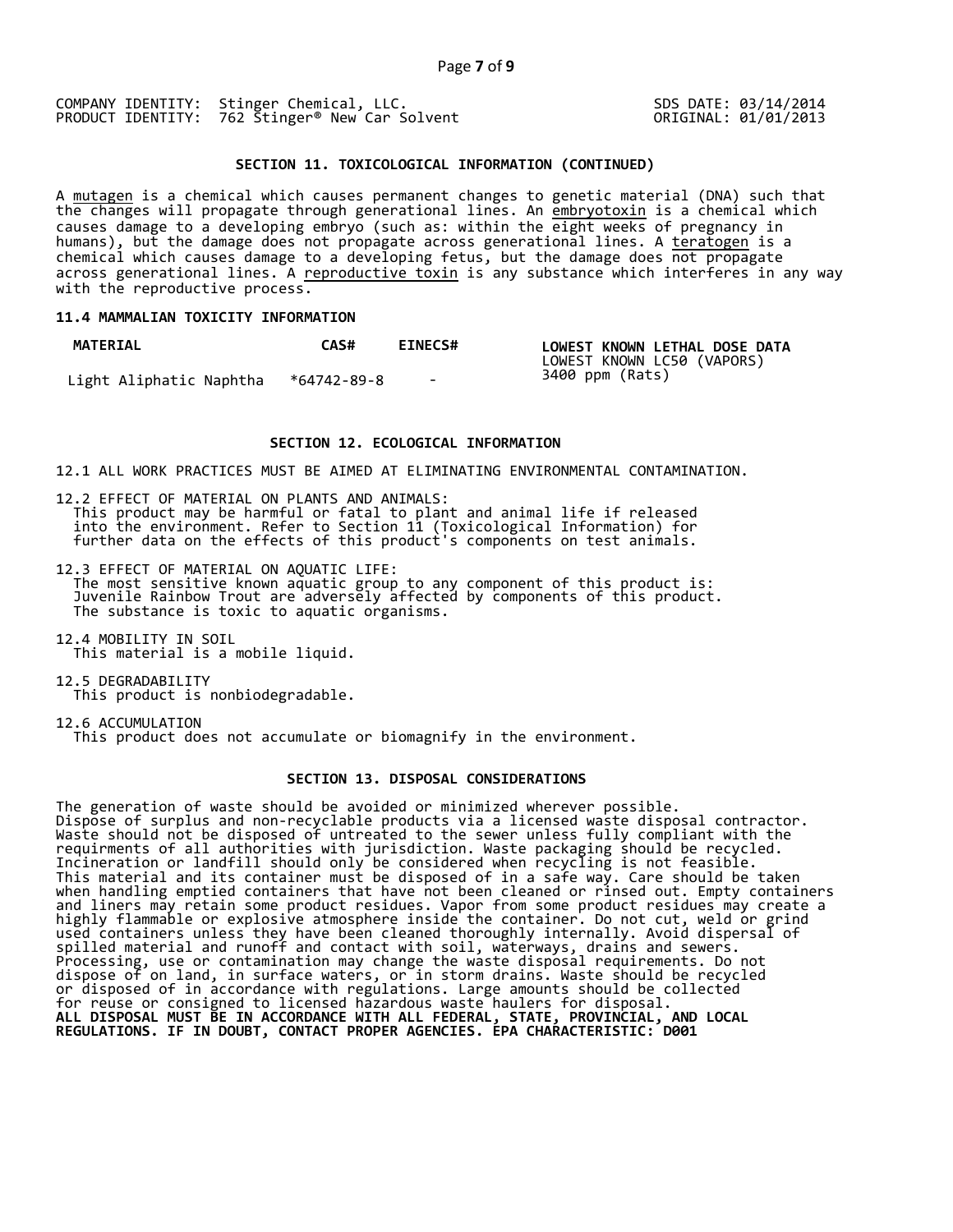COMPANY IDENTITY: Stinger Chemical, LLC.
PRODUCT IDENTITY: 762 Stinger® New Car Solvent

SDS DATE: 03/14/2014
ORIGINAL: 01/01/2013

## SECTION 11. TOXICOLOGICAL INFORMATION (CONTINUED)

A mutagen is a chemical which causes permanent changes to genetic material (DNA) such that the changes will propagate through generational lines. An embryotoxin is a chemical which causes damage to a developing embryo (such as: within the eight weeks of pregnancy in humans), but the damage does not propagate across generational lines. A teratogen is a chemical which causes damage to a developing fetus, but the damage does not propagate across generational lines. A reproductive toxin is any substance which interferes in any way with the reproductive process.

### 11.4 MAMMALIAN TOXICITY INFORMATION

| MATERIAL | CAS# | EINECS# | LOWEST KNOWN LETHAL DOSE DATA<br>LOWEST KNOWN LC50 (VAPORS) |
|---|---|---|---|
| Light Aliphatic Naphtha | *64742-89-8 | - | 3400 ppm (Rats) |

## SECTION 12. ECOLOGICAL INFORMATION

12.1 ALL WORK PRACTICES MUST BE AIMED AT ELIMINATING ENVIRONMENTAL CONTAMINATION.

12.2 EFFECT OF MATERIAL ON PLANTS AND ANIMALS:
This product may be harmful or fatal to plant and animal life if released into the environment. Refer to Section 11 (Toxicological Information) for further data on the effects of this product's components on test animals.

12.3 EFFECT OF MATERIAL ON AQUATIC LIFE:
The most sensitive known aquatic group to any component of this product is: Juvenile Rainbow Trout are adversely affected by components of this product. The substance is toxic to aquatic organisms.

12.4 MOBILITY IN SOIL
This material is a mobile liquid.

12.5 DEGRADABILITY
This product is nonbiodegradable.

12.6 ACCUMULATION
This product does not accumulate or biomagnify in the environment.

## SECTION 13. DISPOSAL CONSIDERATIONS

The generation of waste should be avoided or minimized wherever possible. Dispose of surplus and non-recyclable products via a licensed waste disposal contractor. Waste should not be disposed of untreated to the sewer unless fully compliant with the requirments of all authorities with jurisdiction. Waste packaging should be recycled. Incineration or landfill should only be considered when recycling is not feasible. This material and its container must be disposed of in a safe way. Care should be taken when handling emptied containers that have not been cleaned or rinsed out. Empty containers and liners may retain some product residues. Vapor from some product residues may create a highly flammable or explosive atmosphere inside the container. Do not cut, weld or grind used containers unless they have been cleaned thoroughly internally. Avoid dispersal of spilled material and runoff and contact with soil, waterways, drains and sewers. Processing, use or contamination may change the waste disposal requirements. Do not dispose of on land, in surface waters, or in storm drains. Waste should be recycled or disposed of in accordance with regulations. Large amounts should be collected for reuse or consigned to licensed hazardous waste haulers for disposal.
**ALL DISPOSAL MUST BE IN ACCORDANCE WITH ALL FEDERAL, STATE, PROVINCIAL, AND LOCAL REGULATIONS. IF IN DOUBT, CONTACT PROPER AGENCIES. EPA CHARACTERISTIC: D001**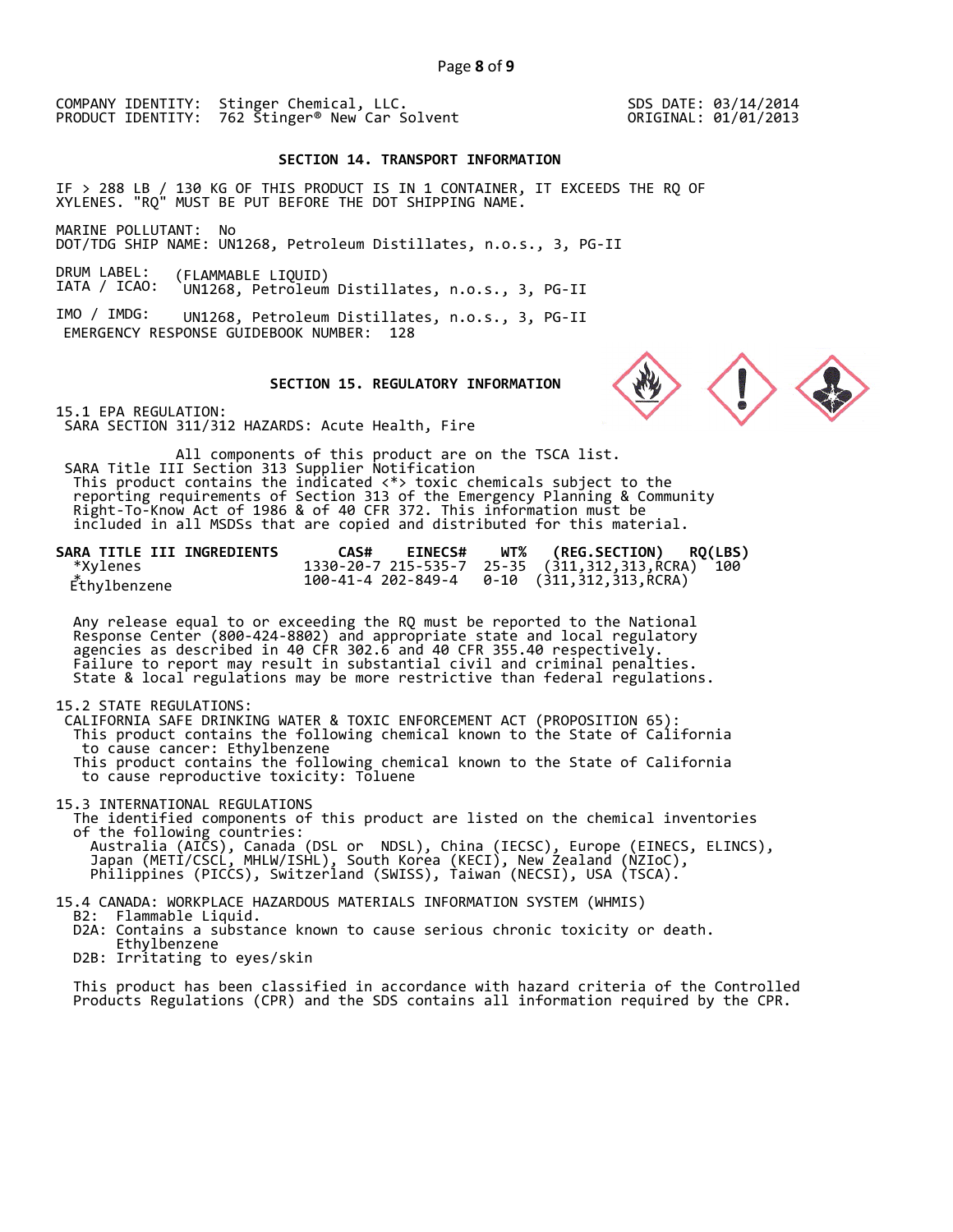COMPANY IDENTITY: Stinger Chemical, LLC. SDS DATE: 03/14/2014
PRODUCT IDENTITY: 762 Stinger® New Car Solvent ORIGINAL: 01/01/2013

## SECTION 14. TRANSPORT INFORMATION

IF > 288 LB / 130 KG OF THIS PRODUCT IS IN 1 CONTAINER, IT EXCEEDS THE RQ OF XYLENES. "RQ" MUST BE PUT BEFORE THE DOT SHIPPING NAME.

MARINE POLLUTANT: No
DOT/TDG SHIP NAME: UN1268, Petroleum Distillates, n.o.s., 3, PG-II

DRUM LABEL: (FLAMMABLE LIQUID)
IATA / ICAO: UN1268, Petroleum Distillates, n.o.s., 3, PG-II

IMO / IMDG: UN1268, Petroleum Distillates, n.o.s., 3, PG-II
EMERGENCY RESPONSE GUIDEBOOK NUMBER: 128

## SECTION 15. REGULATORY INFORMATION

15.1 EPA REGULATION:
SARA SECTION 311/312 HAZARDS: Acute Health, Fire

All components of this product are on the TSCA list.
SARA Title III Section 313 Supplier Notification
This product contains the indicated <*> toxic chemicals subject to the reporting requirements of Section 313 of the Emergency Planning & Community Right-To-Know Act of 1986 & of 40 CFR 372. This information must be included in all MSDSs that are copied and distributed for this material.

| SARA TITLE III INGREDIENTS | CAS# | EINECS# | WT% | (REG.SECTION) | RQ(LBS) |
|---|---|---|---|---|---|
| *Xylenes | 1330-20-7 | 215-535-7 | 25-35 | (311,312,313,RCRA) | 100 |
| *Ethylbenzene | 100-41-4 | 202-849-4 | 0-10 | (311,312,313,RCRA) | |

Any release equal to or exceeding the RQ must be reported to the National Response Center (800-424-8802) and appropriate state and local regulatory agencies as described in 40 CFR 302.6 and 40 CFR 355.40 respectively. Failure to report may result in substantial civil and criminal penalties. State & local regulations may be more restrictive than federal regulations.

15.2 STATE REGULATIONS:
CALIFORNIA SAFE DRINKING WATER & TOXIC ENFORCEMENT ACT (PROPOSITION 65):
This product contains the following chemical known to the State of California to cause cancer: Ethylbenzene
This product contains the following chemical known to the State of California to cause reproductive toxicity: Toluene

15.3 INTERNATIONAL REGULATIONS
The identified components of this product are listed on the chemical inventories of the following countries:
Australia (AICS), Canada (DSL or NDSL), China (IECSC), Europe (EINECS, ELINCS), Japan (METI/CSCL, MHLW/ISHL), South Korea (KECI), New Zealand (NZIoC), Philippines (PICCS), Switzerland (SWISS), Taiwan (NECSI), USA (TSCA).

15.4 CANADA: WORKPLACE HAZARDOUS MATERIALS INFORMATION SYSTEM (WHMIS)
B2: Flammable Liquid.
D2A: Contains a substance known to cause serious chronic toxicity or death.
Ethylbenzene
D2B: Irritating to eyes/skin

This product has been classified in accordance with hazard criteria of the Controlled Products Regulations (CPR) and the SDS contains all information required by the CPR.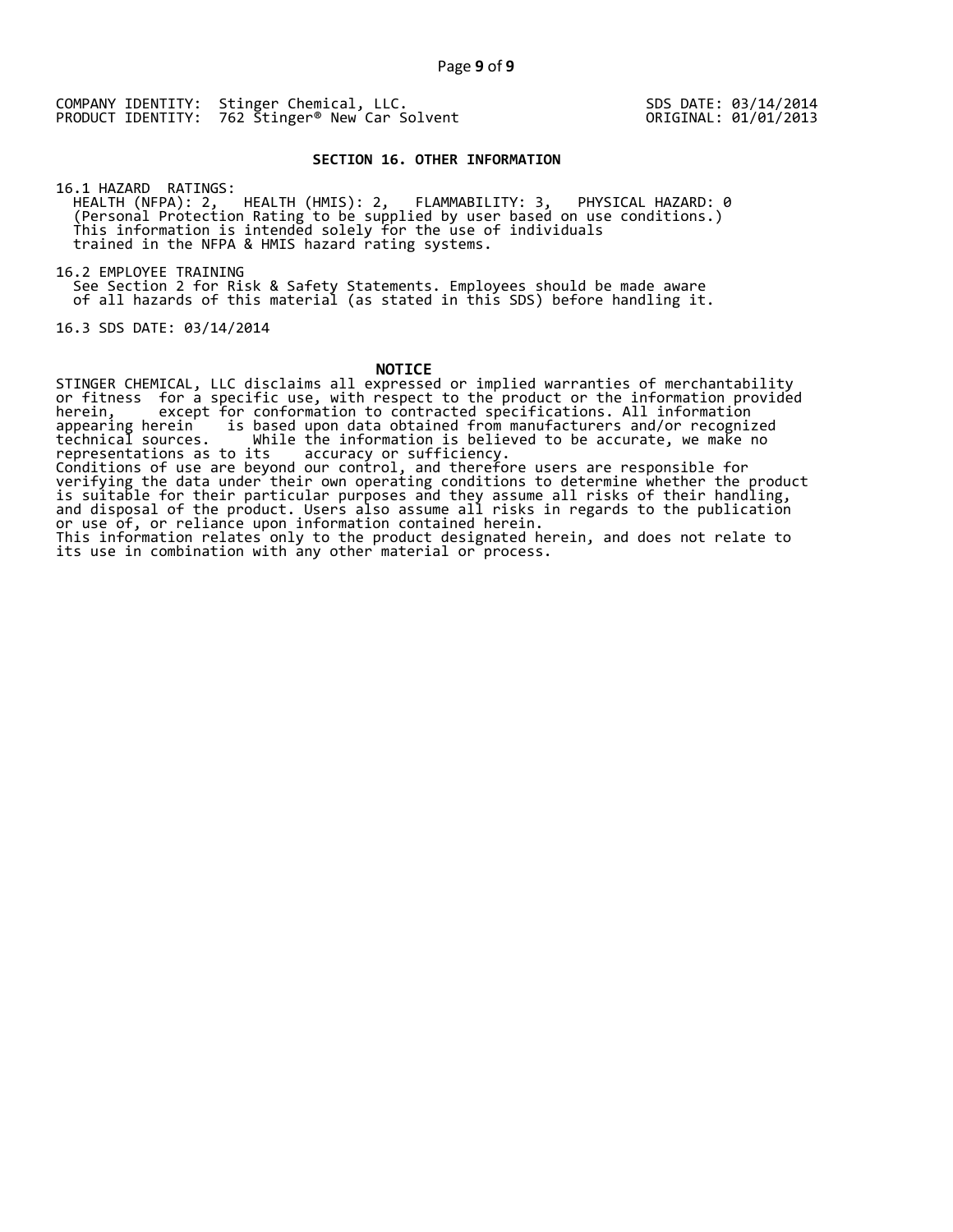COMPANY IDENTITY: Stinger Chemical, LLC.  
PRODUCT IDENTITY: 762 Stinger® New Car Solvent

SDS DATE: 03/14/2014  
ORIGINAL: 01/01/2013

## SECTION 16. OTHER INFORMATION

16.1 HAZARD RATINGS:  
HEALTH (NFPA): 2, HEALTH (HMIS): 2, FLAMMABILITY: 3, PHYSICAL HAZARD: 0  
(Personal Protection Rating to be supplied by user based on use conditions.)  
This information is intended solely for the use of individuals trained in the NFPA & HMIS hazard rating systems.

16.2 EMPLOYEE TRAINING  
See Section 2 for Risk & Safety Statements. Employees should be made aware of all hazards of this material (as stated in this SDS) before handling it.

16.3 SDS DATE: 03/14/2014

**NOTICE**

STINGER CHEMICAL, LLC disclaims all expressed or implied warranties of merchantability or fitness for a specific use, with respect to the product or the information provided herein, except for conformation to contracted specifications. All information appearing herein is based upon data obtained from manufacturers and/or recognized technical sources. While the information is believed to be accurate, we make no representations as to its accuracy or sufficiency.  
Conditions of use are beyond our control, and therefore users are responsible for verifying the data under their own operating conditions to determine whether the product is suitable for their particular purposes and they assume all risks of their handling, and disposal of the product. Users also assume all risks in regards to the publication or use of, or reliance upon information contained herein.  
This information relates only to the product designated herein, and does not relate to its use in combination with any other material or process.